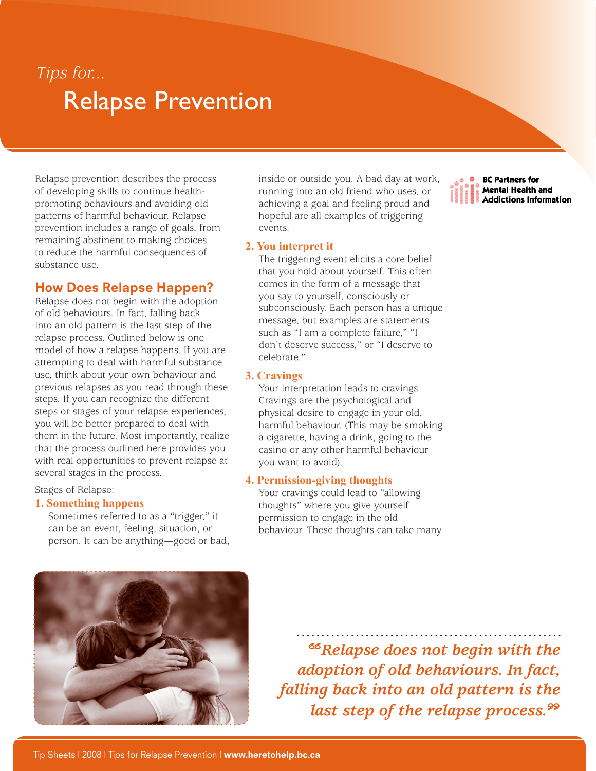*Tips for...*

# Relapse Prevention

**BC Partners for Mental Health and Addictions Information**

Relapse prevention describes the process of developing skills to continue health-promoting behaviours and avoiding old patterns of harmful behaviour. Relapse prevention includes a range of goals, from remaining abstinent to making choices to reduce the harmful consequences of substance use.

## How Does Relapse Happen?

Relapse does not begin with the adoption of old behaviours. In fact, falling back into an old pattern is the last step of the relapse process. Outlined below is one model of how a relapse happens. If you are attempting to deal with harmful substance use, think about your own behaviour and previous relapses as you read through these steps. If you can recognize the different steps or stages of your relapse experiences, you will be better prepared to deal with them in the future. Most importantly, realize that the process outlined here provides you with real opportunities to prevent relapse at several stages in the process.

Stages of Relapse:

### 1. Something happens

Sometimes referred to as a "trigger," it can be an event, feeling, situation, or person. It can be anything—good or bad, inside or outside you. A bad day at work, running into an old friend who uses, or achieving a goal and feeling proud and hopeful are all examples of triggering events.

### 2. You interpret it

The triggering event elicits a core belief that you hold about yourself. This often comes in the form of a message that you say to yourself, consciously or subconsciously. Each person has a unique message, but examples are statements such as "I am a complete failure," "I don't deserve success," or "I deserve to celebrate."

### 3. Cravings

Your interpretation leads to cravings. Cravings are the psychological and physical desire to engage in your old, harmful behaviour. (This may be smoking a cigarette, having a drink, going to the casino or any other harmful behaviour you want to avoid).

### 4. Permission-giving thoughts

Your cravings could lead to "allowing thoughts" where you give yourself permission to engage in the old behaviour. These thoughts can take many

> *"Relapse does not begin with the adoption of old behaviours. In fact, falling back into an old pattern is the last step of the relapse process."*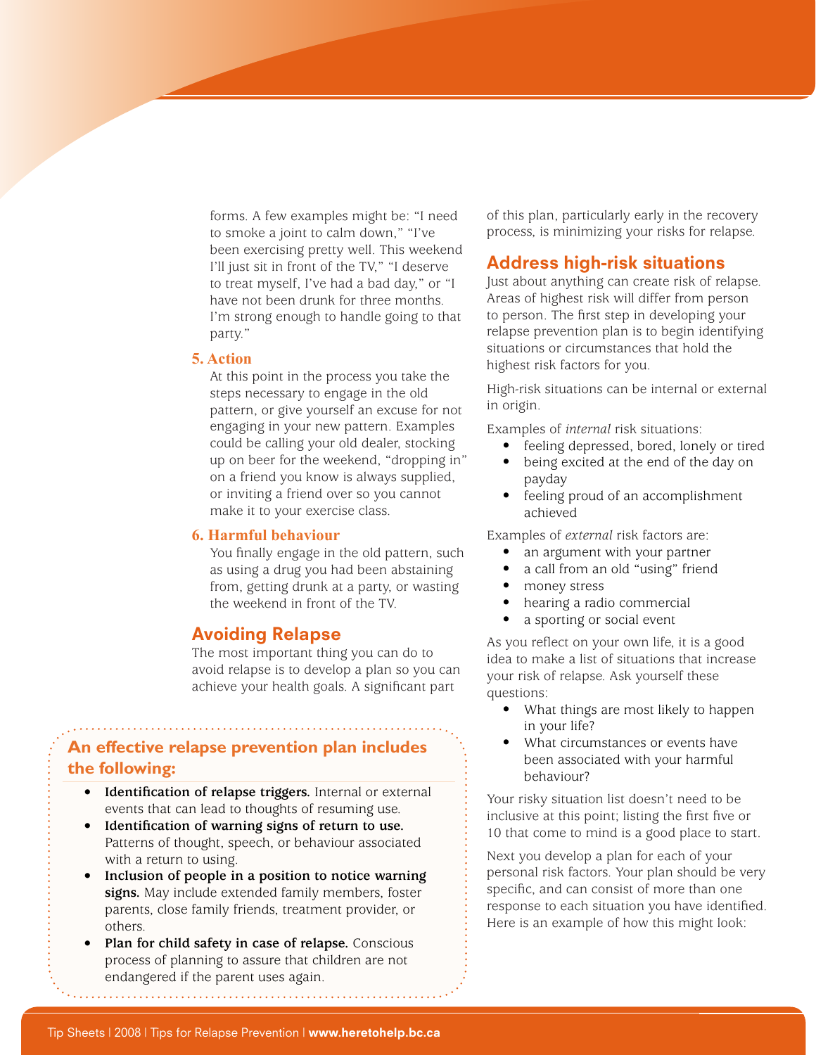forms. A few examples might be: "I need to smoke a joint to calm down," "I've been exercising pretty well. This weekend I'll just sit in front of the TV," "I deserve to treat myself, I've had a bad day," or "I have not been drunk for three months. I'm strong enough to handle going to that party."

### 5. Action

At this point in the process you take the steps necessary to engage in the old pattern, or give yourself an excuse for not engaging in your new pattern. Examples could be calling your old dealer, stocking up on beer for the weekend, "dropping in" on a friend you know is always supplied, or inviting a friend over so you cannot make it to your exercise class.

### 6. Harmful behaviour

You finally engage in the old pattern, such as using a drug you had been abstaining from, getting drunk at a party, or wasting the weekend in front of the TV.

## Avoiding Relapse

The most important thing you can do to avoid relapse is to develop a plan so you can achieve your health goals. A significant part of this plan, particularly early in the recovery process, is minimizing your risks for relapse.

> **An effective relapse prevention plan includes the following:**
>
> - **Identification of relapse triggers.** Internal or external events that can lead to thoughts of resuming use.
> - **Identification of warning signs of return to use.** Patterns of thought, speech, or behaviour associated with a return to using.
> - **Inclusion of people in a position to notice warning signs.** May include extended family members, foster parents, close family friends, treatment provider, or others.
> - **Plan for child safety in case of relapse.** Conscious process of planning to assure that children are not endangered if the parent uses again.

## Address high-risk situations

Just about anything can create risk of relapse. Areas of highest risk will differ from person to person. The first step in developing your relapse prevention plan is to begin identifying situations or circumstances that hold the highest risk factors for you.

High-risk situations can be internal or external in origin.

Examples of *internal* risk situations:

- feeling depressed, bored, lonely or tired
- being excited at the end of the day on payday
- feeling proud of an accomplishment achieved

Examples of *external* risk factors are:

- an argument with your partner
- a call from an old "using" friend
- money stress
- hearing a radio commercial
- a sporting or social event

As you reflect on your own life, it is a good idea to make a list of situations that increase your risk of relapse. Ask yourself these questions:

- What things are most likely to happen in your life?
- What circumstances or events have been associated with your harmful behaviour?

Your risky situation list doesn't need to be inclusive at this point; listing the first five or 10 that come to mind is a good place to start.

Next you develop a plan for each of your personal risk factors. Your plan should be very specific, and can consist of more than one response to each situation you have identified. Here is an example of how this might look: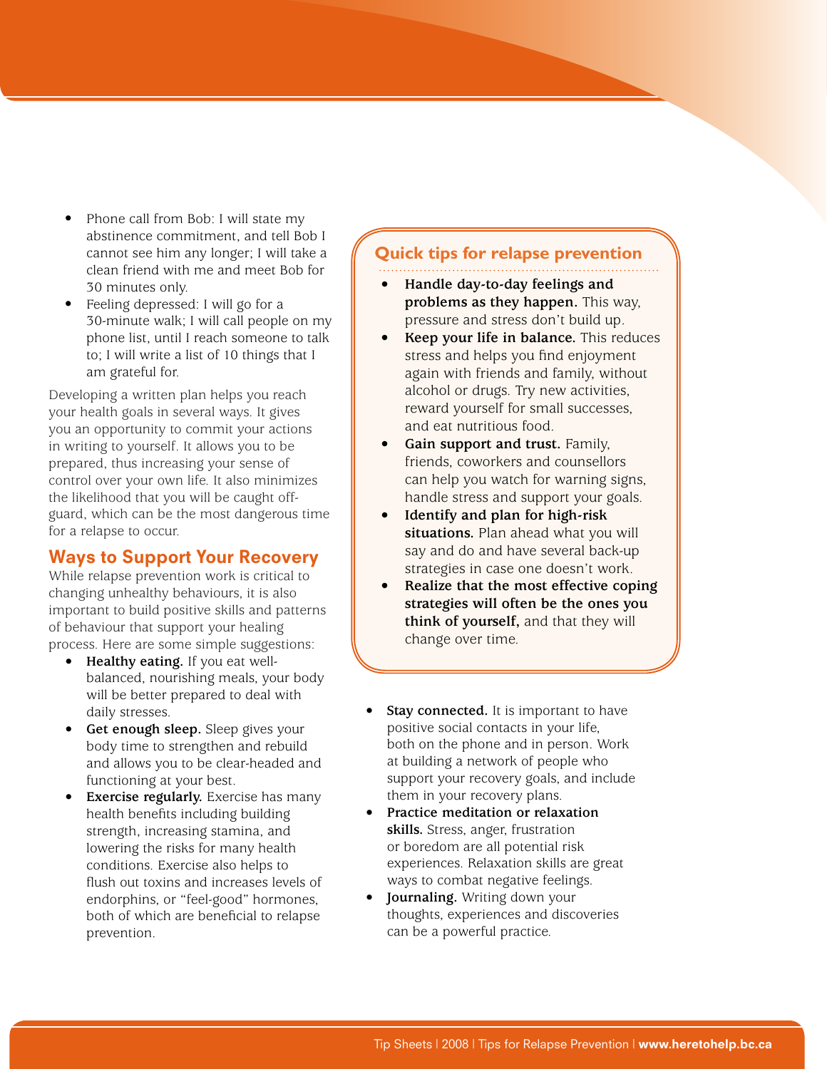- Phone call from Bob: I will state my abstinence commitment, and tell Bob I cannot see him any longer; I will take a clean friend with me and meet Bob for 30 minutes only.
- Feeling depressed: I will go for a 30-minute walk; I will call people on my phone list, until I reach someone to talk to; I will write a list of 10 things that I am grateful for.

Developing a written plan helps you reach your health goals in several ways. It gives you an opportunity to commit your actions in writing to yourself. It allows you to be prepared, thus increasing your sense of control over your own life. It also minimizes the likelihood that you will be caught off-guard, which can be the most dangerous time for a relapse to occur.

## Ways to Support Your Recovery

While relapse prevention work is critical to changing unhealthy behaviours, it is also important to build positive skills and patterns of behaviour that support your healing process. Here are some simple suggestions:

- **Healthy eating.** If you eat well-balanced, nourishing meals, your body will be better prepared to deal with daily stresses.
- **Get enough sleep.** Sleep gives your body time to strengthen and rebuild and allows you to be clear-headed and functioning at your best.
- **Exercise regularly.** Exercise has many health benefits including building strength, increasing stamina, and lowering the risks for many health conditions. Exercise also helps to flush out toxins and increases levels of endorphins, or "feel-good" hormones, both of which are beneficial to relapse prevention.
- **Stay connected.** It is important to have positive social contacts in your life, both on the phone and in person. Work at building a network of people who support your recovery goals, and include them in your recovery plans.
- **Practice meditation or relaxation skills.** Stress, anger, frustration or boredom are all potential risk experiences. Relaxation skills are great ways to combat negative feelings.
- **Journaling.** Writing down your thoughts, experiences and discoveries can be a powerful practice.

### Quick tips for relapse prevention

- **Handle day-to-day feelings and problems as they happen.** This way, pressure and stress don't build up.
- **Keep your life in balance.** This reduces stress and helps you find enjoyment again with friends and family, without alcohol or drugs. Try new activities, reward yourself for small successes, and eat nutritious food.
- **Gain support and trust.** Family, friends, coworkers and counsellors can help you watch for warning signs, handle stress and support your goals.
- **Identify and plan for high-risk situations.** Plan ahead what you will say and do and have several back-up strategies in case one doesn't work.
- **Realize that the most effective coping strategies will often be the ones you think of yourself,** and that they will change over time.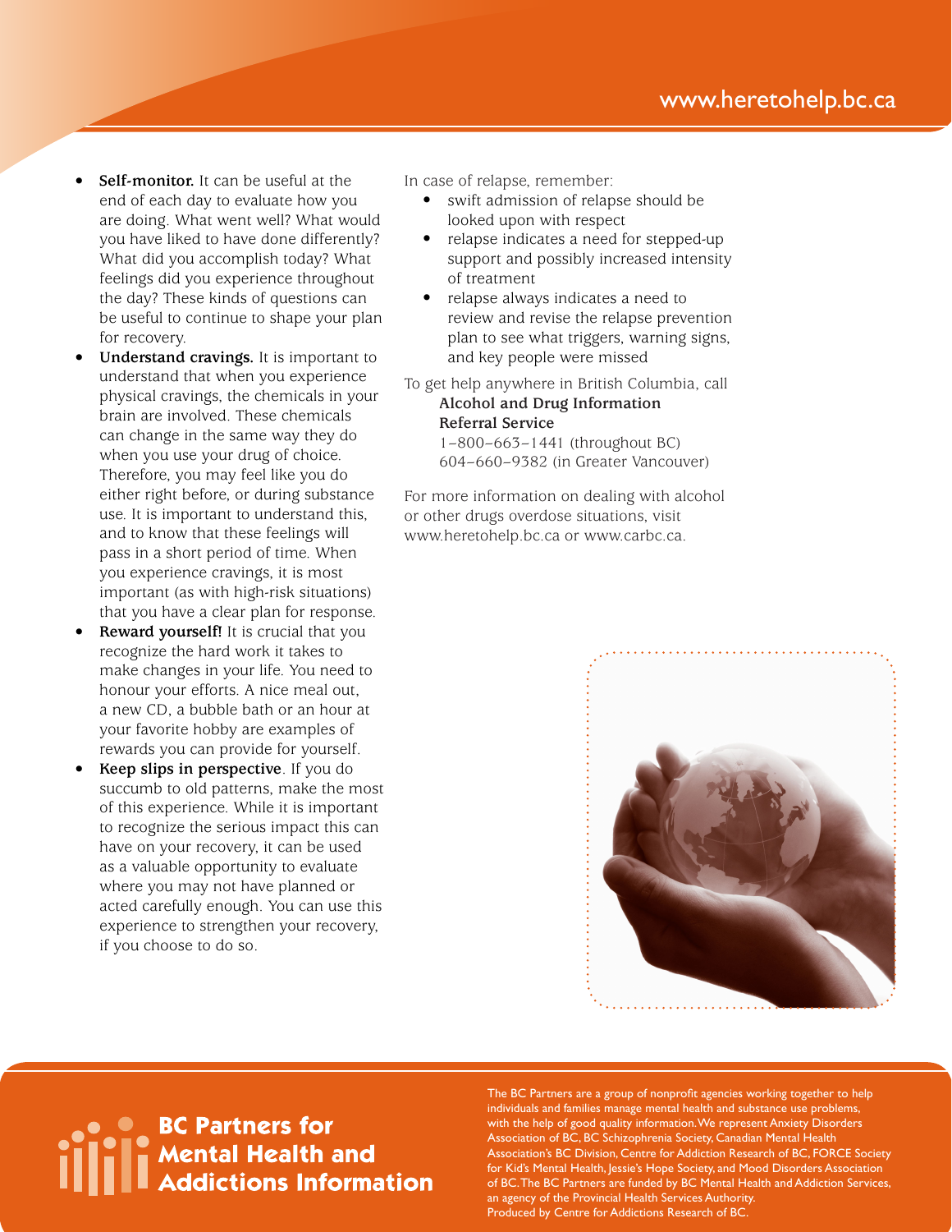- **Self-monitor.** It can be useful at the end of each day to evaluate how you are doing. What went well? What would you have liked to have done differently? What did you accomplish today? What feelings did you experience throughout the day? These kinds of questions can be useful to continue to shape your plan for recovery.
- **Understand cravings.** It is important to understand that when you experience physical cravings, the chemicals in your brain are involved. These chemicals can change in the same way they do when you use your drug of choice. Therefore, you may feel like you do either right before, or during substance use. It is important to understand this, and to know that these feelings will pass in a short period of time. When you experience cravings, it is most important (as with high-risk situations) that you have a clear plan for response.
- **Reward yourself!** It is crucial that you recognize the hard work it takes to make changes in your life. You need to honour your efforts. A nice meal out, a new CD, a bubble bath or an hour at your favorite hobby are examples of rewards you can provide for yourself.
- **Keep slips in perspective**. If you do succumb to old patterns, make the most of this experience. While it is important to recognize the serious impact this can have on your recovery, it can be used as a valuable opportunity to evaluate where you may not have planned or acted carefully enough. You can use this experience to strengthen your recovery, if you choose to do so.

In case of relapse, remember:

- swift admission of relapse should be looked upon with respect
- relapse indicates a need for stepped-up support and possibly increased intensity of treatment
- relapse always indicates a need to review and revise the relapse prevention plan to see what triggers, warning signs, and key people were missed

To get help anywhere in British Columbia, call

**Alcohol and Drug Information Referral Service**
1–800–663–1441 (throughout BC)
604–660–9382 (in Greater Vancouver)

For more information on dealing with alcohol or other drugs overdose situations, visit www.heretohelp.bc.ca or www.carbc.ca.

**BC Partners for Mental Health and Addictions Information**

The BC Partners are a group of nonprofit agencies working together to help individuals and families manage mental health and substance use problems, with the help of good quality information. We represent Anxiety Disorders Association of BC, BC Schizophrenia Society, Canadian Mental Health Association's BC Division, Centre for Addiction Research of BC, FORCE Society for Kid's Mental Health, Jessie's Hope Society, and Mood Disorders Association of BC. The BC Partners are funded by BC Mental Health and Addiction Services, an agency of the Provincial Health Services Authority.
Produced by Centre for Addictions Research of BC.